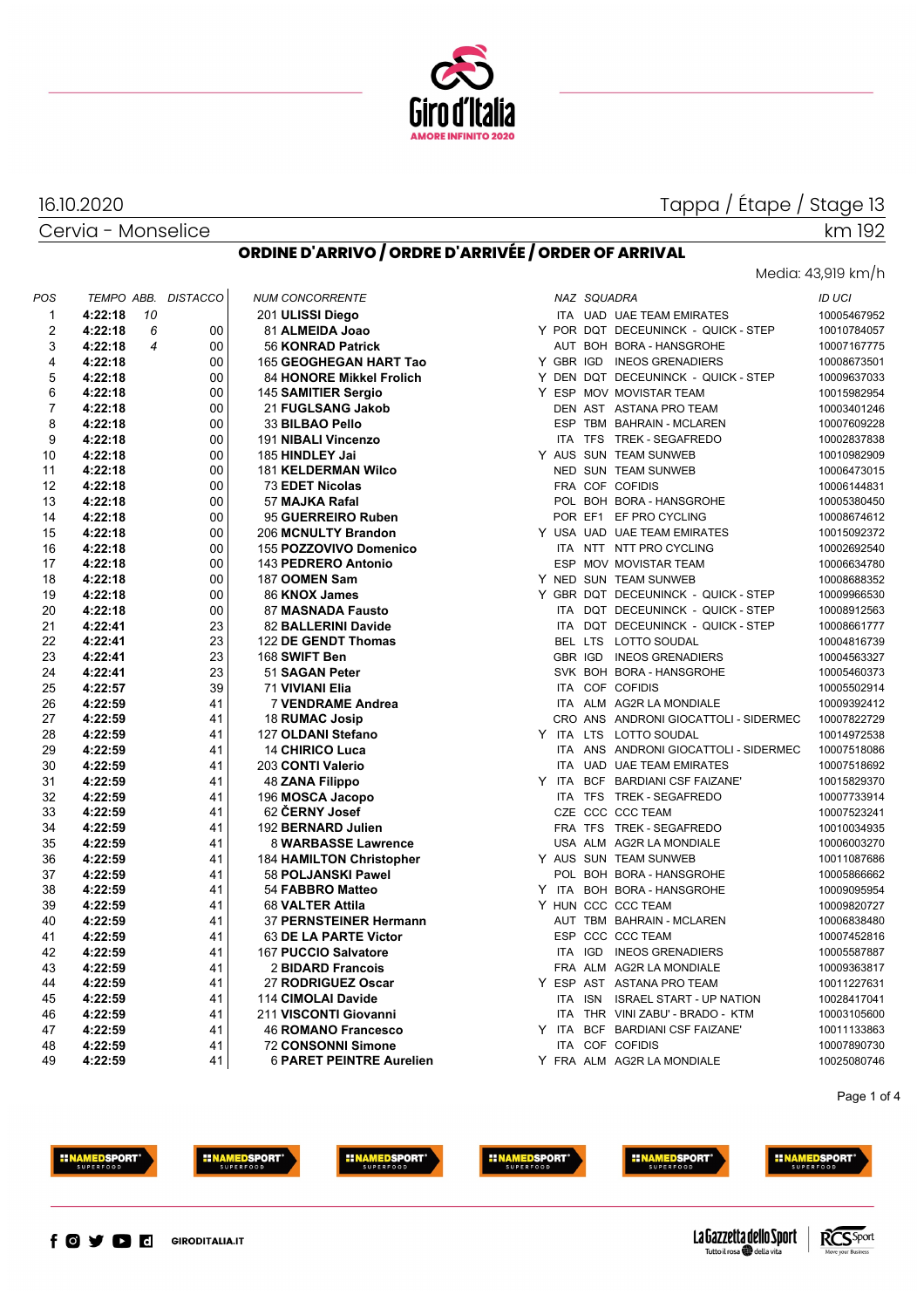16.10.2020

Tappa / Étape / Stage 13

Cervia - Monselice

km 192

## ORDINE D'ARRIVO / ORDRE D'ARRIVÉE / ORDER OF ARRIVAL

Media: 43,919 km/h

| POS | TEMPO | ABB. | DISTACCO | NUM | CONCORRENTE | | NAZ | SQUADRA | | ID UCI |
|---|---|---|---|---|---|---|---|---|---|---|
| 1 | **4:22:18** | 10 | | 201 | **ULISSI Diego** | | ITA | UAD | UAE TEAM EMIRATES | 10005467952 |
| 2 | **4:22:18** | 6 | 00 | 81 | **ALMEIDA Joao** | Y | POR | DQT | DECEUNINCK - QUICK - STEP | 10010784057 |
| 3 | **4:22:18** | 4 | 00 | 56 | **KONRAD Patrick** | | AUT | BOH | BORA - HANSGROHE | 10007167775 |
| 4 | **4:22:18** | | 00 | 165 | **GEOGHEGAN HART Tao** | Y | GBR | IGD | INEOS GRENADIERS | 10008673501 |
| 5 | **4:22:18** | | 00 | 84 | **HONORE Mikkel Frolich** | Y | DEN | DQT | DECEUNINCK - QUICK - STEP | 10009637033 |
| 6 | **4:22:18** | | 00 | 145 | **SAMITIER Sergio** | Y | ESP | MOV | MOVISTAR TEAM | 10015982954 |
| 7 | **4:22:18** | | 00 | 21 | **FUGLSANG Jakob** | | DEN | AST | ASTANA PRO TEAM | 10003401246 |
| 8 | **4:22:18** | | 00 | 33 | **BILBAO Pello** | | ESP | TBM | BAHRAIN - MCLAREN | 10007609228 |
| 9 | **4:22:18** | | 00 | 191 | **NIBALI Vincenzo** | | ITA | TFS | TREK - SEGAFREDO | 10002837838 |
| 10 | **4:22:18** | | 00 | 185 | **HINDLEY Jai** | Y | AUS | SUN | TEAM SUNWEB | 10010982909 |
| 11 | **4:22:18** | | 00 | 181 | **KELDERMAN Wilco** | | NED | SUN | TEAM SUNWEB | 10006473015 |
| 12 | **4:22:18** | | 00 | 73 | **EDET Nicolas** | | FRA | COF | COFIDIS | 10006144831 |
| 13 | **4:22:18** | | 00 | 57 | **MAJKA Rafal** | | POL | BOH | BORA - HANSGROHE | 10005380450 |
| 14 | **4:22:18** | | 00 | 95 | **GUERREIRO Ruben** | | POR | EF1 | EF PRO CYCLING | 10008674612 |
| 15 | **4:22:18** | | 00 | 206 | **MCNULTY Brandon** | Y | USA | UAD | UAE TEAM EMIRATES | 10015092372 |
| 16 | **4:22:18** | | 00 | 155 | **POZZOVIVO Domenico** | | ITA | NTT | NTT PRO CYCLING | 10002692540 |
| 17 | **4:22:18** | | 00 | 143 | **PEDRERO Antonio** | | ESP | MOV | MOVISTAR TEAM | 10006634780 |
| 18 | **4:22:18** | | 00 | 187 | **OOMEN Sam** | Y | NED | SUN | TEAM SUNWEB | 10008688352 |
| 19 | **4:22:18** | | 00 | 86 | **KNOX James** | Y | GBR | DQT | DECEUNINCK - QUICK - STEP | 10009966530 |
| 20 | **4:22:18** | | 00 | 87 | **MASNADA Fausto** | | ITA | DQT | DECEUNINCK - QUICK - STEP | 10008912563 |
| 21 | **4:22:41** | | 23 | 82 | **BALLERINI Davide** | | ITA | DQT | DECEUNINCK - QUICK - STEP | 10008661777 |
| 22 | **4:22:41** | | 23 | 122 | **DE GENDT Thomas** | | BEL | LTS | LOTTO SOUDAL | 10004816739 |
| 23 | **4:22:41** | | 23 | 168 | **SWIFT Ben** | | GBR | IGD | INEOS GRENADIERS | 10004563327 |
| 24 | **4:22:41** | | 23 | 51 | **SAGAN Peter** | | SVK | BOH | BORA - HANSGROHE | 10005460373 |
| 25 | **4:22:57** | | 39 | 71 | **VIVIANI Elia** | | ITA | COF | COFIDIS | 10005502914 |
| 26 | **4:22:59** | | 41 | 7 | **VENDRAME Andrea** | | ITA | ALM | AG2R LA MONDIALE | 10009392412 |
| 27 | **4:22:59** | | 41 | 18 | **RUMAC Josip** | | CRO | ANS | ANDRONI GIOCATTOLI - SIDERMEC | 10007822729 |
| 28 | **4:22:59** | | 41 | 127 | **OLDANI Stefano** | Y | ITA | LTS | LOTTO SOUDAL | 10014972538 |
| 29 | **4:22:59** | | 41 | 14 | **CHIRICO Luca** | | ITA | ANS | ANDRONI GIOCATTOLI - SIDERMEC | 10007518086 |
| 30 | **4:22:59** | | 41 | 203 | **CONTI Valerio** | | ITA | UAD | UAE TEAM EMIRATES | 10007518692 |
| 31 | **4:22:59** | | 41 | 48 | **ZANA Filippo** | Y | ITA | BCF | BARDIANI CSF FAIZANE' | 10015829370 |
| 32 | **4:22:59** | | 41 | 196 | **MOSCA Jacopo** | | ITA | TFS | TREK - SEGAFREDO | 10007733914 |
| 33 | **4:22:59** | | 41 | 62 | **ČERNY Josef** | | CZE | CCC | CCC TEAM | 10007523241 |
| 34 | **4:22:59** | | 41 | 192 | **BERNARD Julien** | | FRA | TFS | TREK - SEGAFREDO | 10010034935 |
| 35 | **4:22:59** | | 41 | 8 | **WARBASSE Lawrence** | | USA | ALM | AG2R LA MONDIALE | 10006003270 |
| 36 | **4:22:59** | | 41 | 184 | **HAMILTON Christopher** | Y | AUS | SUN | TEAM SUNWEB | 10011087686 |
| 37 | **4:22:59** | | 41 | 58 | **POLJANSKI Pawel** | | POL | BOH | BORA - HANSGROHE | 10005866662 |
| 38 | **4:22:59** | | 41 | 54 | **FABBRO Matteo** | Y | ITA | BOH | BORA - HANSGROHE | 10009095954 |
| 39 | **4:22:59** | | 41 | 68 | **VALTER Attila** | Y | HUN | CCC | CCC TEAM | 10009820727 |
| 40 | **4:22:59** | | 41 | 37 | **PERNSTEINER Hermann** | | AUT | TBM | BAHRAIN - MCLAREN | 10006838480 |
| 41 | **4:22:59** | | 41 | 63 | **DE LA PARTE Victor** | | ESP | CCC | CCC TEAM | 10007452816 |
| 42 | **4:22:59** | | 41 | 167 | **PUCCIO Salvatore** | | ITA | IGD | INEOS GRENADIERS | 10005587887 |
| 43 | **4:22:59** | | 41 | 2 | **BIDARD Francois** | | FRA | ALM | AG2R LA MONDIALE | 10009363817 |
| 44 | **4:22:59** | | 41 | 27 | **RODRIGUEZ Oscar** | Y | ESP | AST | ASTANA PRO TEAM | 10011227631 |
| 45 | **4:22:59** | | 41 | 114 | **CIMOLAI Davide** | | ITA | ISN | ISRAEL START - UP NATION | 10028417041 |
| 46 | **4:22:59** | | 41 | 211 | **VISCONTI Giovanni** | | ITA | THR | VINI ZABU' - BRADO - KTM | 10003105600 |
| 47 | **4:22:59** | | 41 | 46 | **ROMANO Francesco** | Y | ITA | BCF | BARDIANI CSF FAIZANE' | 10011133863 |
| 48 | **4:22:59** | | 41 | 72 | **CONSONNI Simone** | | ITA | COF | COFIDIS | 10007890730 |
| 49 | **4:22:59** | | 41 | 6 | **PARET PEINTRE Aurelien** | Y | FRA | ALM | AG2R LA MONDIALE | 10025080746 |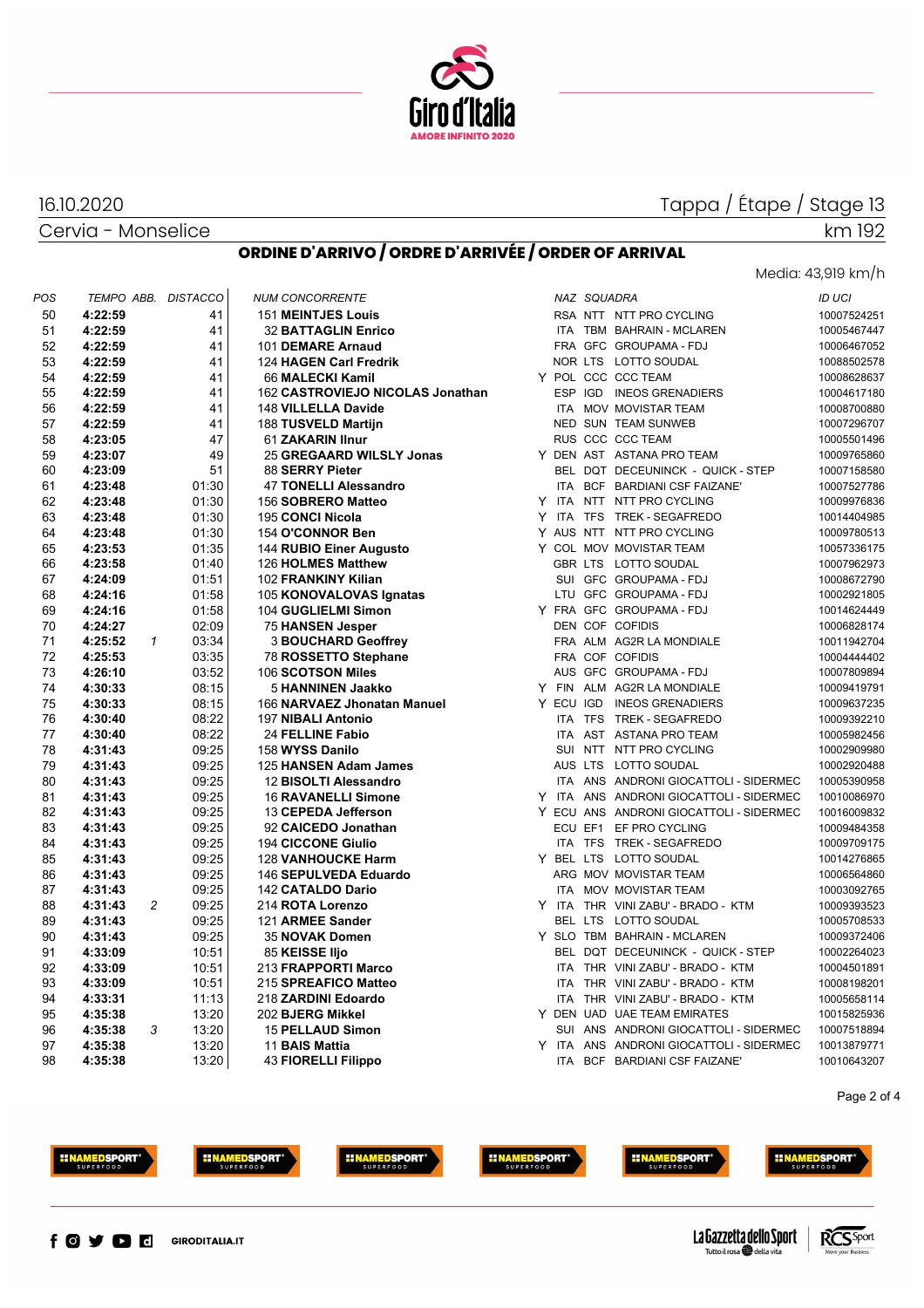16.10.2020

Cervia - Monselice

Tappa / Étape / Stage 13

km 192

## ORDINE D'ARRIVO / ORDRE D'ARRIVÉE / ORDER OF ARRIVAL

Media: 43,919 km/h

| POS | TEMPO | ABB. | DISTACCO | NUM | CONCORRENTE | | NAZ | SQUADRA | | ID UCI |
|---|---|---|---|---|---|---|---|---|---|---|
| 50 | **4:22:59** | | 41 | 151 | **MEINTJES Louis** | | RSA | NTT | NTT PRO CYCLING | 10007524251 |
| 51 | **4:22:59** | | 41 | 32 | **BATTAGLIN Enrico** | | ITA | TBM | BAHRAIN - MCLAREN | 10005467447 |
| 52 | **4:22:59** | | 41 | 101 | **DEMARE Arnaud** | | FRA | GFC | GROUPAMA - FDJ | 10006467052 |
| 53 | **4:22:59** | | 41 | 124 | **HAGEN Carl Fredrik** | | NOR | LTS | LOTTO SOUDAL | 10088502578 |
| 54 | **4:22:59** | | 41 | 66 | **MALECKI Kamil** | Y | POL | CCC | CCC TEAM | 10008628637 |
| 55 | **4:22:59** | | 41 | 162 | **CASTROVIEJO NICOLAS Jonathan** | | ESP | IGD | INEOS GRENADIERS | 10004617180 |
| 56 | **4:22:59** | | 41 | 148 | **VILLELLA Davide** | | ITA | MOV | MOVISTAR TEAM | 10008700880 |
| 57 | **4:22:59** | | 41 | 188 | **TUSVELD Martijn** | | NED | SUN | TEAM SUNWEB | 10007296707 |
| 58 | **4:23:05** | | 47 | 61 | **ZAKARIN Ilnur** | | RUS | CCC | CCC TEAM | 10005501496 |
| 59 | **4:23:07** | | 49 | 25 | **GREGAARD WILSLY Jonas** | Y | DEN | AST | ASTANA PRO TEAM | 10009765860 |
| 60 | **4:23:09** | | 51 | 88 | **SERRY Pieter** | | BEL | DQT | DECEUNINCK - QUICK - STEP | 10007158580 |
| 61 | **4:23:48** | | 01:30 | 47 | **TONELLI Alessandro** | | ITA | BCF | BARDIANI CSF FAIZANE' | 10007527786 |
| 62 | **4:23:48** | | 01:30 | 156 | **SOBRERO Matteo** | Y | ITA | NTT | NTT PRO CYCLING | 10009976836 |
| 63 | **4:23:48** | | 01:30 | 195 | **CONCI Nicola** | Y | ITA | TFS | TREK - SEGAFREDO | 10014404985 |
| 64 | **4:23:48** | | 01:30 | 154 | **O'CONNOR Ben** | Y | AUS | NTT | NTT PRO CYCLING | 10009780513 |
| 65 | **4:23:53** | | 01:35 | 144 | **RUBIO Einer Augusto** | Y | COL | MOV | MOVISTAR TEAM | 10057336175 |
| 66 | **4:23:58** | | 01:40 | 126 | **HOLMES Matthew** | | GBR | LTS | LOTTO SOUDAL | 10007962973 |
| 67 | **4:24:09** | | 01:51 | 102 | **FRANKINY Kilian** | | SUI | GFC | GROUPAMA - FDJ | 10008672790 |
| 68 | **4:24:16** | | 01:58 | 105 | **KONOVALOVAS Ignatas** | | LTU | GFC | GROUPAMA - FDJ | 10002921805 |
| 69 | **4:24:16** | | 01:58 | 104 | **GUGLIELMI Simon** | Y | FRA | GFC | GROUPAMA - FDJ | 10014624449 |
| 70 | **4:24:27** | | 02:09 | 75 | **HANSEN Jesper** | | DEN | COF | COFIDIS | 10006828174 |
| 71 | **4:25:52** | 1 | 03:34 | 3 | **BOUCHARD Geoffrey** | | FRA | ALM | AG2R LA MONDIALE | 10011942704 |
| 72 | **4:25:53** | | 03:35 | 78 | **ROSSETTO Stephane** | | FRA | COF | COFIDIS | 10004444402 |
| 73 | **4:26:10** | | 03:52 | 106 | **SCOTSON Miles** | | AUS | GFC | GROUPAMA - FDJ | 10007809894 |
| 74 | **4:30:33** | | 08:15 | 5 | **HANNINEN Jaakko** | Y | FIN | ALM | AG2R LA MONDIALE | 10009419791 |
| 75 | **4:30:33** | | 08:15 | 166 | **NARVAEZ Jhonatan Manuel** | Y | ECU | IGD | INEOS GRENADIERS | 10009637235 |
| 76 | **4:30:40** | | 08:22 | 197 | **NIBALI Antonio** | | ITA | TFS | TREK - SEGAFREDO | 10009392210 |
| 77 | **4:30:40** | | 08:22 | 24 | **FELLINE Fabio** | | ITA | AST | ASTANA PRO TEAM | 10005982456 |
| 78 | **4:31:43** | | 09:25 | 158 | **WYSS Danilo** | | SUI | NTT | NTT PRO CYCLING | 10002909980 |
| 79 | **4:31:43** | | 09:25 | 125 | **HANSEN Adam James** | | AUS | LTS | LOTTO SOUDAL | 10002920488 |
| 80 | **4:31:43** | | 09:25 | 12 | **BISOLTI Alessandro** | | ITA | ANS | ANDRONI GIOCATTOLI - SIDERMEC | 10005390958 |
| 81 | **4:31:43** | | 09:25 | 16 | **RAVANELLI Simone** | Y | ITA | ANS | ANDRONI GIOCATTOLI - SIDERMEC | 10010086970 |
| 82 | **4:31:43** | | 09:25 | 13 | **CEPEDA Jefferson** | Y | ECU | ANS | ANDRONI GIOCATTOLI - SIDERMEC | 10016009832 |
| 83 | **4:31:43** | | 09:25 | 92 | **CAICEDO Jonathan** | | ECU | EF1 | EF PRO CYCLING | 10009484358 |
| 84 | **4:31:43** | | 09:25 | 194 | **CICCONE Giulio** | | ITA | TFS | TREK - SEGAFREDO | 10009709175 |
| 85 | **4:31:43** | | 09:25 | 128 | **VANHOUCKE Harm** | Y | BEL | LTS | LOTTO SOUDAL | 10014276865 |
| 86 | **4:31:43** | | 09:25 | 146 | **SEPULVEDA Eduardo** | | ARG | MOV | MOVISTAR TEAM | 10006564860 |
| 87 | **4:31:43** | | 09:25 | 142 | **CATALDO Dario** | | ITA | MOV | MOVISTAR TEAM | 10003092765 |
| 88 | **4:31:43** | 2 | 09:25 | 214 | **ROTA Lorenzo** | Y | ITA | THR | VINI ZABU' - BRADO - KTM | 10009393523 |
| 89 | **4:31:43** | | 09:25 | 121 | **ARMEE Sander** | | BEL | LTS | LOTTO SOUDAL | 10005708533 |
| 90 | **4:31:43** | | 09:25 | 35 | **NOVAK Domen** | Y | SLO | TBM | BAHRAIN - MCLAREN | 10009372406 |
| 91 | **4:33:09** | | 10:51 | 85 | **KEISSE Iljo** | | BEL | DQT | DECEUNINCK - QUICK - STEP | 10002264023 |
| 92 | **4:33:09** | | 10:51 | 213 | **FRAPPORTI Marco** | | ITA | THR | VINI ZABU' - BRADO - KTM | 10004501891 |
| 93 | **4:33:09** | | 10:51 | 215 | **SPREAFICO Matteo** | | ITA | THR | VINI ZABU' - BRADO - KTM | 10008198201 |
| 94 | **4:33:31** | | 11:13 | 218 | **ZARDINI Edoardo** | | ITA | THR | VINI ZABU' - BRADO - KTM | 10005658114 |
| 95 | **4:35:38** | | 13:20 | 202 | **BJERG Mikkel** | Y | DEN | UAD | UAE TEAM EMIRATES | 10015825936 |
| 96 | **4:35:38** | 3 | 13:20 | 15 | **PELLAUD Simon** | | SUI | ANS | ANDRONI GIOCATTOLI - SIDERMEC | 10007518894 |
| 97 | **4:35:38** | | 13:20 | 11 | **BAIS Mattia** | Y | ITA | ANS | ANDRONI GIOCATTOLI - SIDERMEC | 10013879771 |
| 98 | **4:35:38** | | 13:20 | 43 | **FIORELLI Filippo** | | ITA | BCF | BARDIANI CSF FAIZANE' | 10010643207 |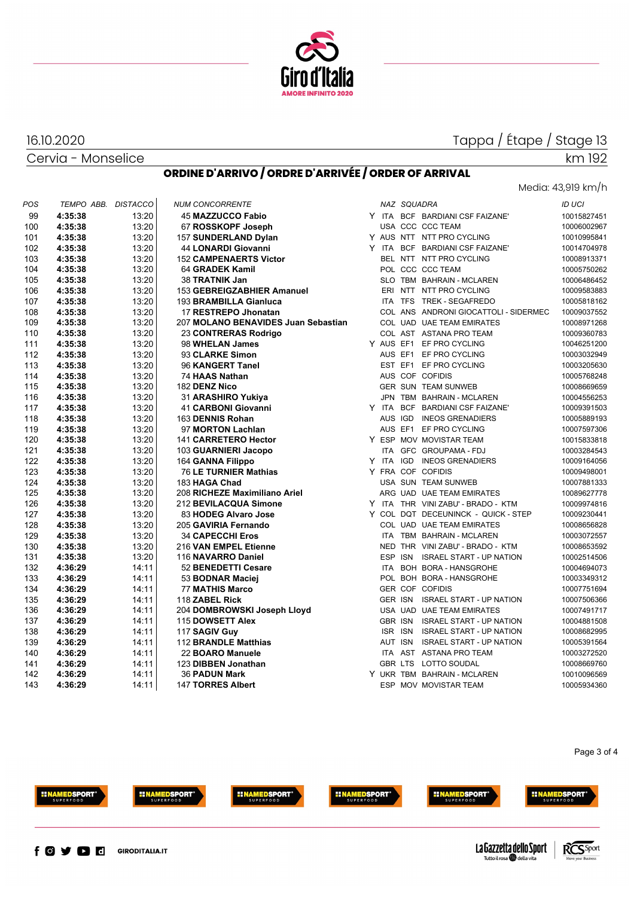16.10.2020

Cervia - Monselice

Tappa / Étape / Stage 13

km 192

## ORDINE D'ARRIVO / ORDRE D'ARRIVÉE / ORDER OF ARRIVAL

Media: 43,919 km/h

| POS | TEMPO ABB. | DISTACCO | NUM | CONCORRENTE | | NAZ | SQUADRA | | ID UCI |
|---|---|---|---|---|---|---|---|---|---|
| 99 | **4:35:38** | 13:20 | 45 | **MAZZUCCO Fabio** | Y | ITA | BCF | BARDIANI CSF FAIZANE' | 10015827451 |
| 100 | **4:35:38** | 13:20 | 67 | **ROSSKOPF Joseph** | | USA | CCC | CCC TEAM | 10006002967 |
| 101 | **4:35:38** | 13:20 | 157 | **SUNDERLAND Dylan** | Y | AUS | NTT | NTT PRO CYCLING | 10010995841 |
| 102 | **4:35:38** | 13:20 | 44 | **LONARDI Giovanni** | Y | ITA | BCF | BARDIANI CSF FAIZANE' | 10014704978 |
| 103 | **4:35:38** | 13:20 | 152 | **CAMPENAERTS Victor** | | BEL | NTT | NTT PRO CYCLING | 10008913371 |
| 104 | **4:35:38** | 13:20 | 64 | **GRADEK Kamil** | | POL | CCC | CCC TEAM | 10005750262 |
| 105 | **4:35:38** | 13:20 | 38 | **TRATNIK Jan** | | SLO | TBM | BAHRAIN - MCLAREN | 10006486452 |
| 106 | **4:35:38** | 13:20 | 153 | **GEBREIGZABHIER Amanuel** | | ERI | NTT | NTT PRO CYCLING | 10009583883 |
| 107 | **4:35:38** | 13:20 | 193 | **BRAMBILLA Gianluca** | | ITA | TFS | TREK - SEGAFREDO | 10005818162 |
| 108 | **4:35:38** | 13:20 | 17 | **RESTREPO Jhonatan** | | COL | ANS | ANDRONI GIOCATTOLI - SIDERMEC | 10009037552 |
| 109 | **4:35:38** | 13:20 | 207 | **MOLANO BENAVIDES Juan Sebastian** | | COL | UAD | UAE TEAM EMIRATES | 10008971268 |
| 110 | **4:35:38** | 13:20 | 23 | **CONTRERAS Rodrigo** | | COL | AST | ASTANA PRO TEAM | 10009360783 |
| 111 | **4:35:38** | 13:20 | 98 | **WHELAN James** | Y | AUS | EF1 | EF PRO CYCLING | 10046251200 |
| 112 | **4:35:38** | 13:20 | 93 | **CLARKE Simon** | | AUS | EF1 | EF PRO CYCLING | 10003032949 |
| 113 | **4:35:38** | 13:20 | 96 | **KANGERT Tanel** | | EST | EF1 | EF PRO CYCLING | 10003205630 |
| 114 | **4:35:38** | 13:20 | 74 | **HAAS Nathan** | | AUS | COF | COFIDIS | 10005768248 |
| 115 | **4:35:38** | 13:20 | 182 | **DENZ Nico** | | GER | SUN | TEAM SUNWEB | 10008669659 |
| 116 | **4:35:38** | 13:20 | 31 | **ARASHIRO Yukiya** | | JPN | TBM | BAHRAIN - MCLAREN | 10004556253 |
| 117 | **4:35:38** | 13:20 | 41 | **CARBONI Giovanni** | Y | ITA | BCF | BARDIANI CSF FAIZANE' | 10009391503 |
| 118 | **4:35:38** | 13:20 | 163 | **DENNIS Rohan** | | AUS | IGD | INEOS GRENADIERS | 10005889193 |
| 119 | **4:35:38** | 13:20 | 97 | **MORTON Lachlan** | | AUS | EF1 | EF PRO CYCLING | 10007597306 |
| 120 | **4:35:38** | 13:20 | 141 | **CARRETERO Hector** | Y | ESP | MOV | MOVISTAR TEAM | 10015833818 |
| 121 | **4:35:38** | 13:20 | 103 | **GUARNIERI Jacopo** | | ITA | GFC | GROUPAMA - FDJ | 10003284543 |
| 122 | **4:35:38** | 13:20 | 164 | **GANNA Filippo** | Y | ITA | IGD | INEOS GRENADIERS | 10009164056 |
| 123 | **4:35:38** | 13:20 | 76 | **LE TURNIER Mathias** | Y | FRA | COF | COFIDIS | 10009498001 |
| 124 | **4:35:38** | 13:20 | 183 | **HAGA Chad** | | USA | SUN | TEAM SUNWEB | 10007881333 |
| 125 | **4:35:38** | 13:20 | 208 | **RICHEZE Maximiliano Ariel** | | ARG | UAD | UAE TEAM EMIRATES | 10089627778 |
| 126 | **4:35:38** | 13:20 | 212 | **BEVILACQUA Simone** | Y | ITA | THR | VINI ZABU' - BRADO - KTM | 10009974816 |
| 127 | **4:35:38** | 13:20 | 83 | **HODEG Alvaro Jose** | Y | COL | DQT | DECEUNINCK - QUICK - STEP | 10009230441 |
| 128 | **4:35:38** | 13:20 | 205 | **GAVIRIA Fernando** | | COL | UAD | UAE TEAM EMIRATES | 10008656828 |
| 129 | **4:35:38** | 13:20 | 34 | **CAPECCHI Eros** | | ITA | TBM | BAHRAIN - MCLAREN | 10003072557 |
| 130 | **4:35:38** | 13:20 | 216 | **VAN EMPEL Etienne** | | NED | THR | VINI ZABU' - BRADO - KTM | 10008653592 |
| 131 | **4:35:38** | 13:20 | 116 | **NAVARRO Daniel** | | ESP | ISN | ISRAEL START - UP NATION | 10002514506 |
| 132 | **4:36:29** | 14:11 | 52 | **BENEDETTI Cesare** | | ITA | BOH | BORA - HANSGROHE | 10004694073 |
| 133 | **4:36:29** | 14:11 | 53 | **BODNAR Maciej** | | POL | BOH | BORA - HANSGROHE | 10003349312 |
| 134 | **4:36:29** | 14:11 | 77 | **MATHIS Marco** | | GER | COF | COFIDIS | 10007751694 |
| 135 | **4:36:29** | 14:11 | 118 | **ZABEL Rick** | | GER | ISN | ISRAEL START - UP NATION | 10007506366 |
| 136 | **4:36:29** | 14:11 | 204 | **DOMBROWSKI Joseph Lloyd** | | USA | UAD | UAE TEAM EMIRATES | 10007491717 |
| 137 | **4:36:29** | 14:11 | 115 | **DOWSETT Alex** | | GBR | ISN | ISRAEL START - UP NATION | 10004881508 |
| 138 | **4:36:29** | 14:11 | 117 | **SAGIV Guy** | | ISR | ISN | ISRAEL START - UP NATION | 10008682995 |
| 139 | **4:36:29** | 14:11 | 112 | **BRANDLE Matthias** | | AUT | ISN | ISRAEL START - UP NATION | 10005391564 |
| 140 | **4:36:29** | 14:11 | 22 | **BOARO Manuele** | | ITA | AST | ASTANA PRO TEAM | 10003272520 |
| 141 | **4:36:29** | 14:11 | 123 | **DIBBEN Jonathan** | | GBR | LTS | LOTTO SOUDAL | 10008669760 |
| 142 | **4:36:29** | 14:11 | 36 | **PADUN Mark** | Y | UKR | TBM | BAHRAIN - MCLAREN | 10010096569 |
| 143 | **4:36:29** | 14:11 | 147 | **TORRES Albert** | | ESP | MOV | MOVISTAR TEAM | 10005934360 |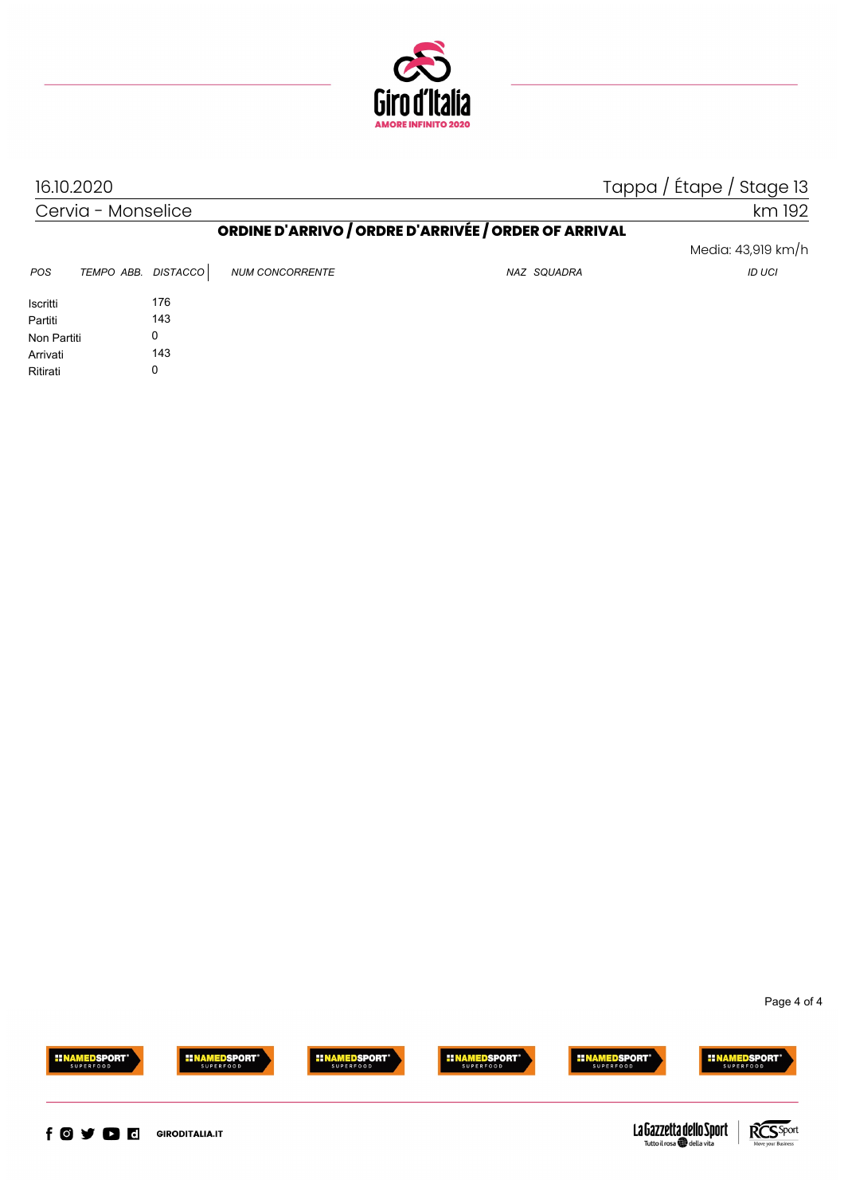16.10.2020 | Tappa / Étape / Stage 13

Cervia - Monselice | km 192

## ORDINE D'ARRIVO / ORDRE D'ARRIVÉE / ORDER OF ARRIVAL

Media: 43,919 km/h

| POS | TEMPO ABB. | DISTACCO | NUM CONCORRENTE | NAZ SQUADRA | ID UCI |
|---|---|---|---|---|---|
| Iscritti | | 176 | | | |
| Partiti | | 143 | | | |
| Non Partiti | | 0 | | | |
| Arrivati | | 143 | | | |
| Ritirati | | 0 | | | |

GIRODITALIA.IT